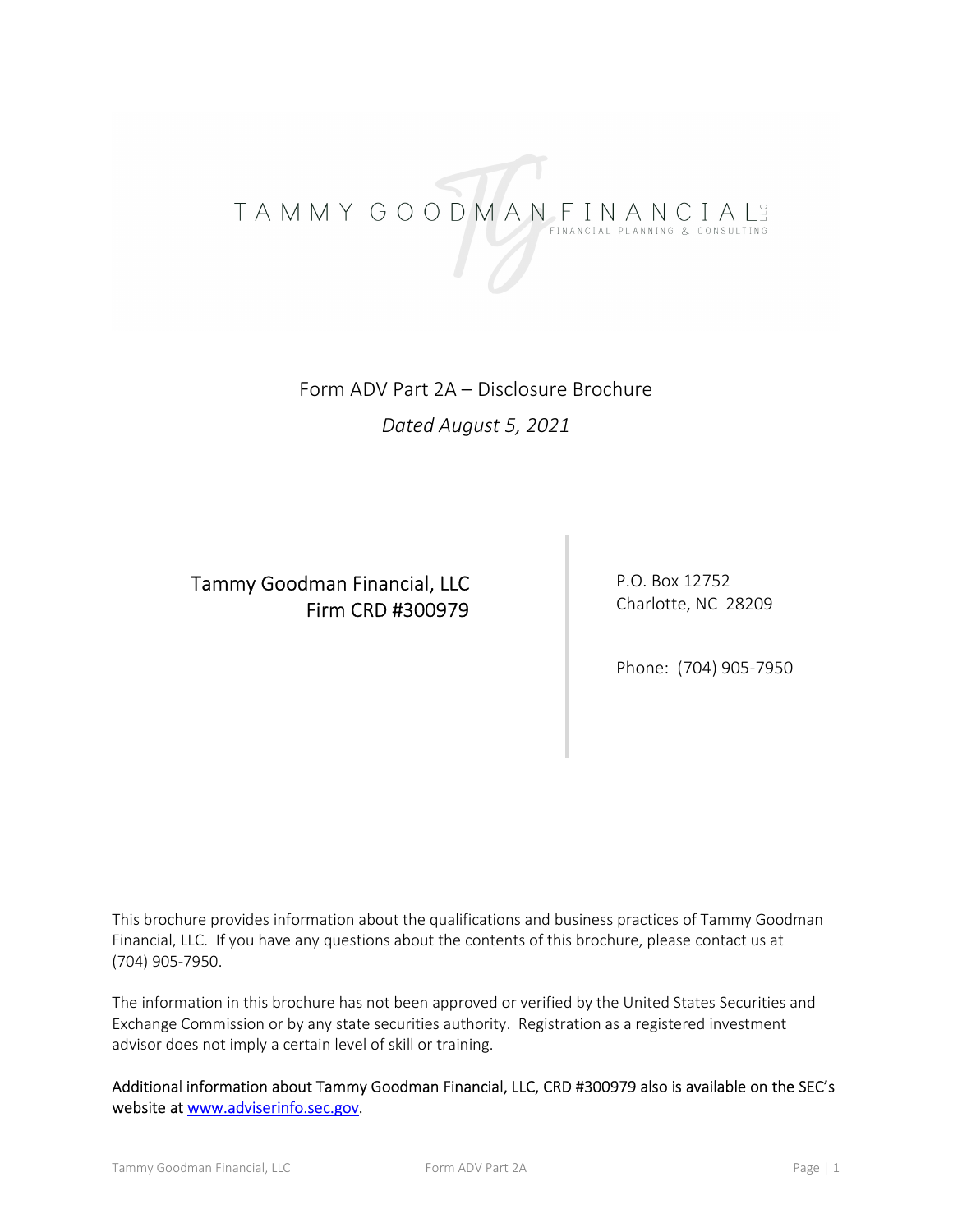# TAMMY GOODMAN FINANCIAL LLC

FINANCIAL PLANNING & CONSULTING

Form ADV Part 2A – Disclosure Brochure

*Dated August 5, 2021*

Tammy Goodman Financial, LLC
Firm CRD #300979

P.O. Box 12752
Charlotte, NC 28209

Phone: (704) 905-7950

This brochure provides information about the qualifications and business practices of Tammy Goodman Financial, LLC. If you have any questions about the contents of this brochure, please contact us at (704) 905-7950.

The information in this brochure has not been approved or verified by the United States Securities and Exchange Commission or by any state securities authority. Registration as a registered investment advisor does not imply a certain level of skill or training.

Additional information about Tammy Goodman Financial, LLC, CRD #300979 also is available on the SEC's website at [www.adviserinfo.sec.gov](http://www.adviserinfo.sec.gov).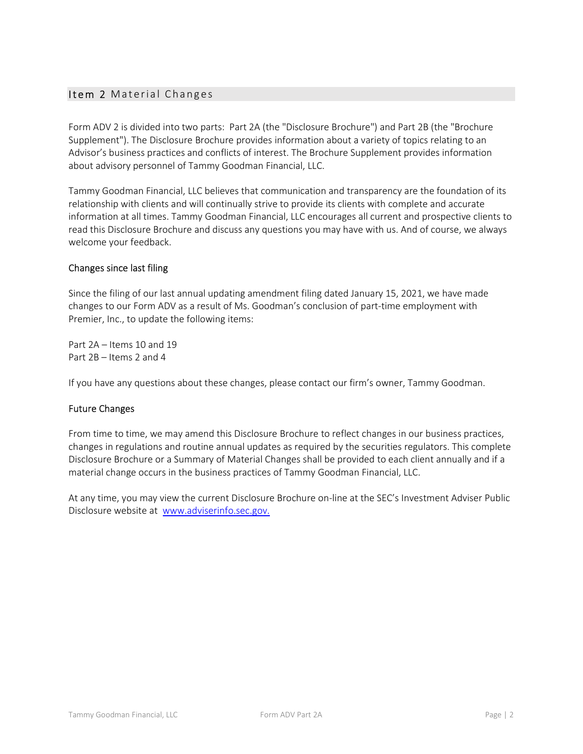## Item 2 Material Changes

Form ADV 2 is divided into two parts: Part 2A (the "Disclosure Brochure") and Part 2B (the "Brochure Supplement"). The Disclosure Brochure provides information about a variety of topics relating to an Advisor's business practices and conflicts of interest. The Brochure Supplement provides information about advisory personnel of Tammy Goodman Financial, LLC.

Tammy Goodman Financial, LLC believes that communication and transparency are the foundation of its relationship with clients and will continually strive to provide its clients with complete and accurate information at all times. Tammy Goodman Financial, LLC encourages all current and prospective clients to read this Disclosure Brochure and discuss any questions you may have with us. And of course, we always welcome your feedback.

### Changes since last filing

Since the filing of our last annual updating amendment filing dated January 15, 2021, we have made changes to our Form ADV as a result of Ms. Goodman's conclusion of part-time employment with Premier, Inc., to update the following items:

Part 2A – Items 10 and 19
Part 2B – Items 2 and 4

If you have any questions about these changes, please contact our firm's owner, Tammy Goodman.

### Future Changes

From time to time, we may amend this Disclosure Brochure to reflect changes in our business practices, changes in regulations and routine annual updates as required by the securities regulators. This complete Disclosure Brochure or a Summary of Material Changes shall be provided to each client annually and if a material change occurs in the business practices of Tammy Goodman Financial, LLC.

At any time, you may view the current Disclosure Brochure on-line at the SEC's Investment Adviser Public Disclosure website at [www.adviserinfo.sec.gov.](http://www.adviserinfo.sec.gov)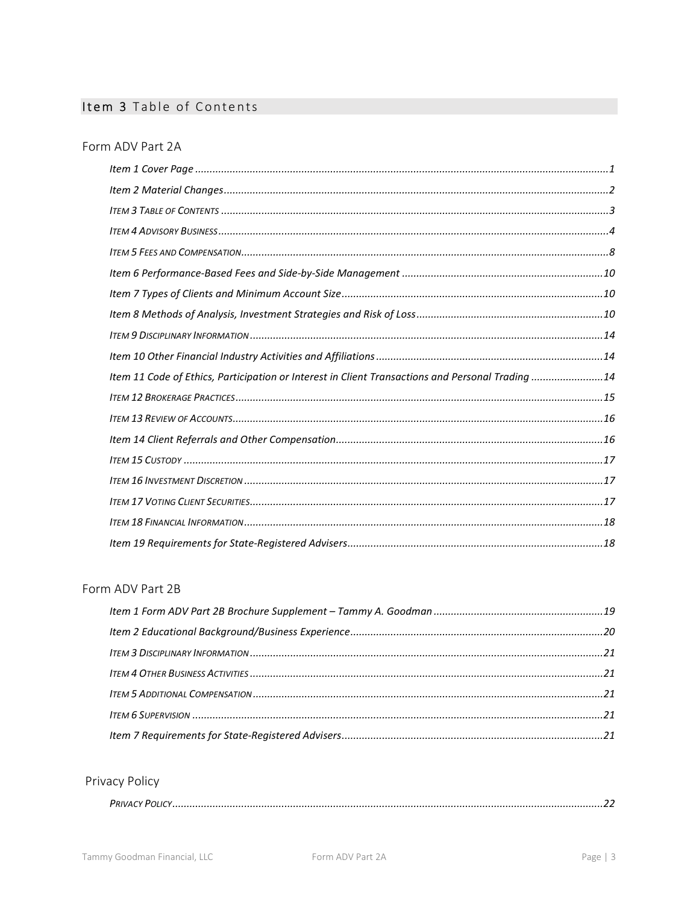## Item 3 Table of Contents

### Form ADV Part 2A

*Item 1 Cover Page* ............................................................ *1*
*Item 2 Material Changes* ............................................................ *2*
*Item 3 Table of Contents* ............................................................ *3*
*Item 4 Advisory Business* ............................................................ *4*
*Item 5 Fees and Compensation* ............................................................ *8*
*Item 6 Performance-Based Fees and Side-by-Side Management* ............................................................ *10*
*Item 7 Types of Clients and Minimum Account Size* ............................................................ *10*
*Item 8 Methods of Analysis, Investment Strategies and Risk of Loss* ............................................................ *10*
*Item 9 Disciplinary Information* ............................................................ *14*
*Item 10 Other Financial Industry Activities and Affiliations* ............................................................ *14*
*Item 11 Code of Ethics, Participation or Interest in Client Transactions and Personal Trading* ............................................................ *14*
*Item 12 Brokerage Practices* ............................................................ *15*
*Item 13 Review of Accounts* ............................................................ *16*
*Item 14 Client Referrals and Other Compensation* ............................................................ *16*
*Item 15 Custody* ............................................................ *17*
*Item 16 Investment Discretion* ............................................................ *17*
*Item 17 Voting Client Securities* ............................................................ *17*
*Item 18 Financial Information* ............................................................ *18*
*Item 19 Requirements for State-Registered Advisers* ............................................................ *18*

### Form ADV Part 2B

*Item 1 Form ADV Part 2B Brochure Supplement – Tammy A. Goodman* ............................................................ *19*
*Item 2 Educational Background/Business Experience* ............................................................ *20*
*Item 3 Disciplinary Information* ............................................................ *21*
*Item 4 Other Business Activities* ............................................................ *21*
*Item 5 Additional Compensation* ............................................................ *21*
*Item 6 Supervision* ............................................................ *21*
*Item 7 Requirements for State-Registered Advisers* ............................................................ *21*

### Privacy Policy

*Privacy Policy* ............................................................ *22*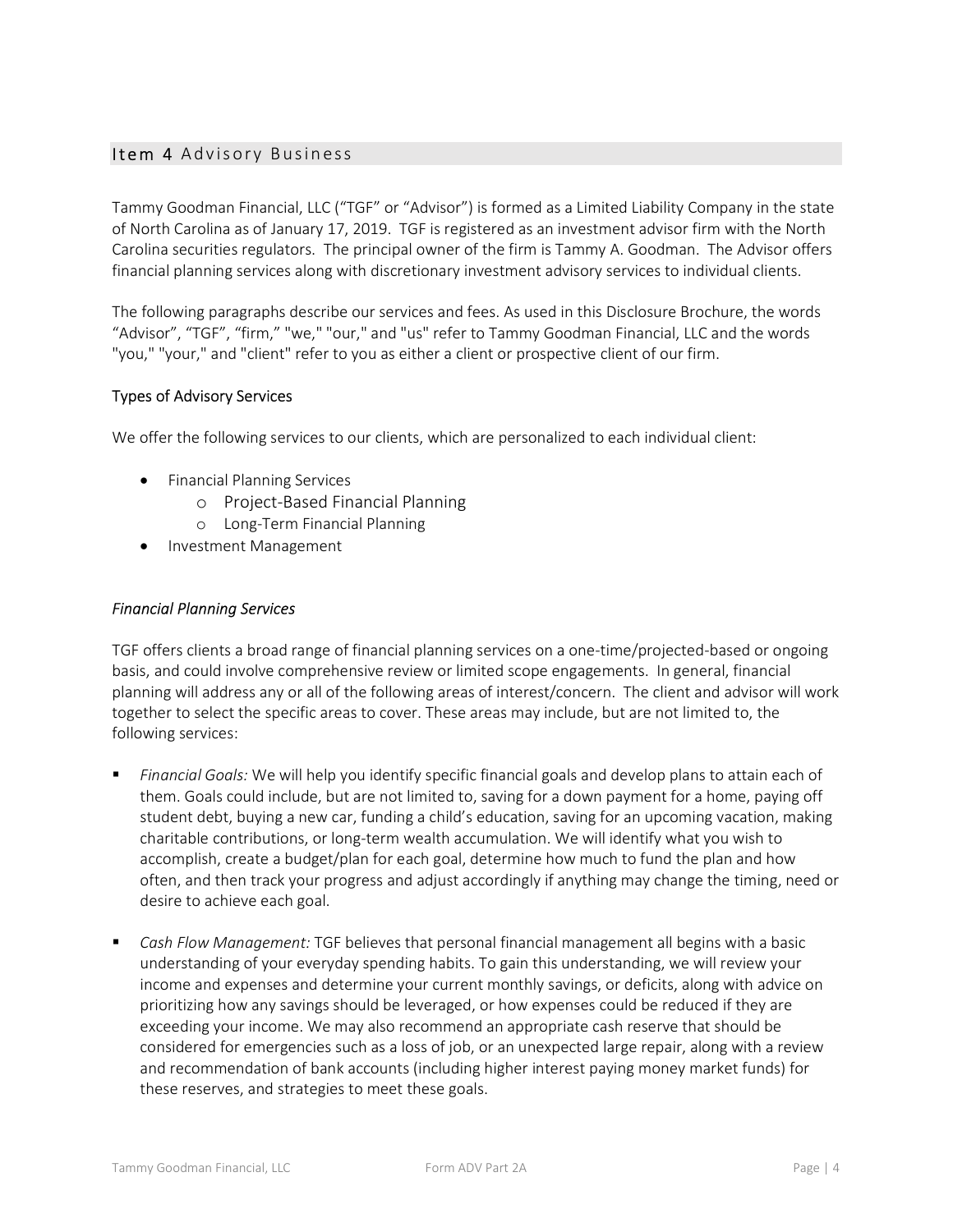## Item 4 Advisory Business

Tammy Goodman Financial, LLC ("TGF" or "Advisor") is formed as a Limited Liability Company in the state of North Carolina as of January 17, 2019. TGF is registered as an investment advisor firm with the North Carolina securities regulators. The principal owner of the firm is Tammy A. Goodman. The Advisor offers financial planning services along with discretionary investment advisory services to individual clients.

The following paragraphs describe our services and fees. As used in this Disclosure Brochure, the words "Advisor", "TGF", "firm," "we," "our," and "us" refer to Tammy Goodman Financial, LLC and the words "you," "your," and "client" refer to you as either a client or prospective client of our firm.

### Types of Advisory Services

We offer the following services to our clients, which are personalized to each individual client:

- Financial Planning Services
  - Project-Based Financial Planning
  - Long-Term Financial Planning
- Investment Management

### *Financial Planning Services*

TGF offers clients a broad range of financial planning services on a one-time/projected-based or ongoing basis, and could involve comprehensive review or limited scope engagements. In general, financial planning will address any or all of the following areas of interest/concern. The client and advisor will work together to select the specific areas to cover. These areas may include, but are not limited to, the following services:

- *Financial Goals:* We will help you identify specific financial goals and develop plans to attain each of them. Goals could include, but are not limited to, saving for a down payment for a home, paying off student debt, buying a new car, funding a child's education, saving for an upcoming vacation, making charitable contributions, or long-term wealth accumulation. We will identify what you wish to accomplish, create a budget/plan for each goal, determine how much to fund the plan and how often, and then track your progress and adjust accordingly if anything may change the timing, need or desire to achieve each goal.

- *Cash Flow Management:* TGF believes that personal financial management all begins with a basic understanding of your everyday spending habits. To gain this understanding, we will review your income and expenses and determine your current monthly savings, or deficits, along with advice on prioritizing how any savings should be leveraged, or how expenses could be reduced if they are exceeding your income. We may also recommend an appropriate cash reserve that should be considered for emergencies such as a loss of job, or an unexpected large repair, along with a review and recommendation of bank accounts (including higher interest paying money market funds) for these reserves, and strategies to meet these goals.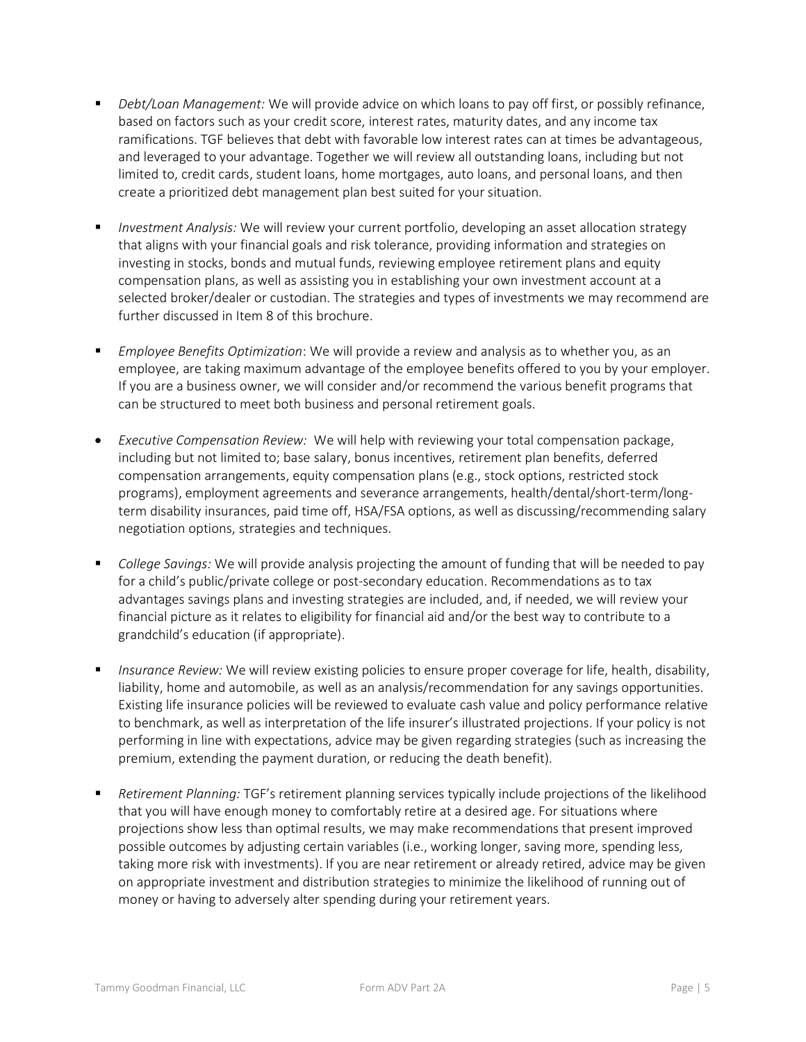- *Debt/Loan Management:* We will provide advice on which loans to pay off first, or possibly refinance, based on factors such as your credit score, interest rates, maturity dates, and any income tax ramifications. TGF believes that debt with favorable low interest rates can at times be advantageous, and leveraged to your advantage. Together we will review all outstanding loans, including but not limited to, credit cards, student loans, home mortgages, auto loans, and personal loans, and then create a prioritized debt management plan best suited for your situation.

- *Investment Analysis:* We will review your current portfolio, developing an asset allocation strategy that aligns with your financial goals and risk tolerance, providing information and strategies on investing in stocks, bonds and mutual funds, reviewing employee retirement plans and equity compensation plans, as well as assisting you in establishing your own investment account at a selected broker/dealer or custodian. The strategies and types of investments we may recommend are further discussed in Item 8 of this brochure.

- *Employee Benefits Optimization*: We will provide a review and analysis as to whether you, as an employee, are taking maximum advantage of the employee benefits offered to you by your employer. If you are a business owner, we will consider and/or recommend the various benefit programs that can be structured to meet both business and personal retirement goals.

- *Executive Compensation Review:* We will help with reviewing your total compensation package, including but not limited to; base salary, bonus incentives, retirement plan benefits, deferred compensation arrangements, equity compensation plans (e.g., stock options, restricted stock programs), employment agreements and severance arrangements, health/dental/short-term/long-term disability insurances, paid time off, HSA/FSA options, as well as discussing/recommending salary negotiation options, strategies and techniques.

- *College Savings:* We will provide analysis projecting the amount of funding that will be needed to pay for a child's public/private college or post-secondary education. Recommendations as to tax advantages savings plans and investing strategies are included, and, if needed, we will review your financial picture as it relates to eligibility for financial aid and/or the best way to contribute to a grandchild's education (if appropriate).

- *Insurance Review:* We will review existing policies to ensure proper coverage for life, health, disability, liability, home and automobile, as well as an analysis/recommendation for any savings opportunities. Existing life insurance policies will be reviewed to evaluate cash value and policy performance relative to benchmark, as well as interpretation of the life insurer's illustrated projections. If your policy is not performing in line with expectations, advice may be given regarding strategies (such as increasing the premium, extending the payment duration, or reducing the death benefit).

- *Retirement Planning:* TGF's retirement planning services typically include projections of the likelihood that you will have enough money to comfortably retire at a desired age. For situations where projections show less than optimal results, we may make recommendations that present improved possible outcomes by adjusting certain variables (i.e., working longer, saving more, spending less, taking more risk with investments). If you are near retirement or already retired, advice may be given on appropriate investment and distribution strategies to minimize the likelihood of running out of money or having to adversely alter spending during your retirement years.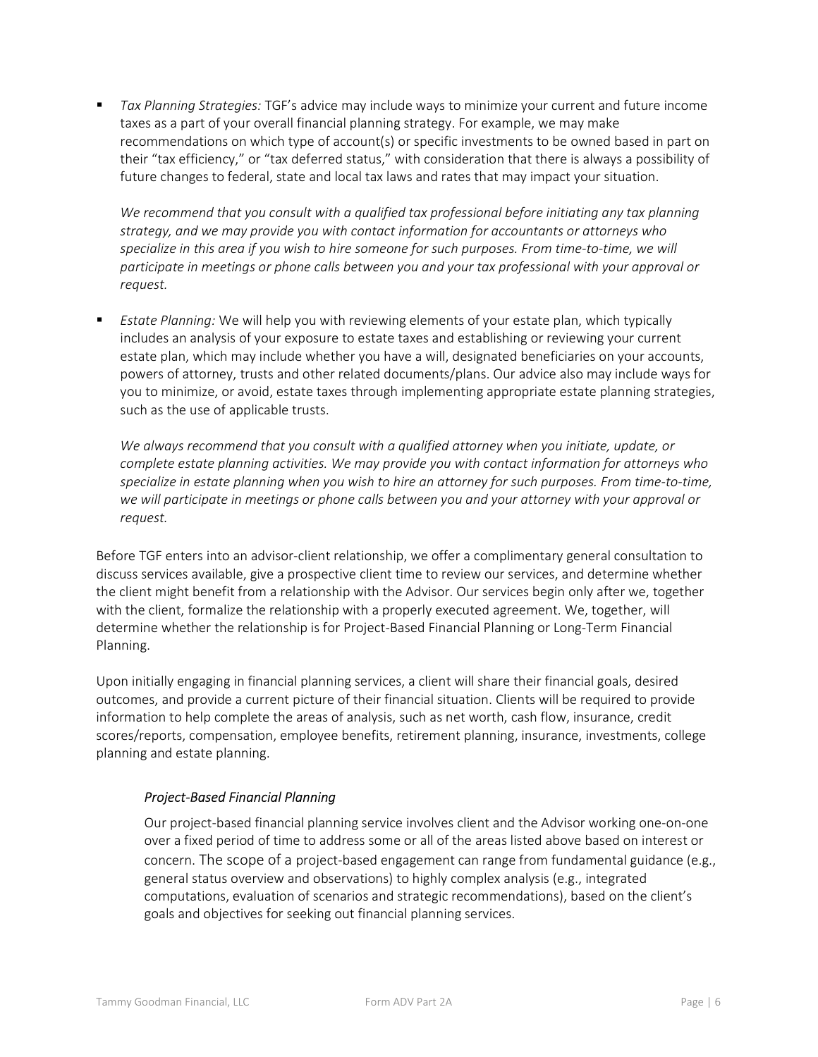- *Tax Planning Strategies:* TGF's advice may include ways to minimize your current and future income taxes as a part of your overall financial planning strategy. For example, we may make recommendations on which type of account(s) or specific investments to be owned based in part on their "tax efficiency," or "tax deferred status," with consideration that there is always a possibility of future changes to federal, state and local tax laws and rates that may impact your situation.

  *We recommend that you consult with a qualified tax professional before initiating any tax planning strategy, and we may provide you with contact information for accountants or attorneys who specialize in this area if you wish to hire someone for such purposes. From time-to-time, we will participate in meetings or phone calls between you and your tax professional with your approval or request.*

- *Estate Planning:* We will help you with reviewing elements of your estate plan, which typically includes an analysis of your exposure to estate taxes and establishing or reviewing your current estate plan, which may include whether you have a will, designated beneficiaries on your accounts, powers of attorney, trusts and other related documents/plans. Our advice also may include ways for you to minimize, or avoid, estate taxes through implementing appropriate estate planning strategies, such as the use of applicable trusts.

  *We always recommend that you consult with a qualified attorney when you initiate, update, or complete estate planning activities. We may provide you with contact information for attorneys who specialize in estate planning when you wish to hire an attorney for such purposes. From time-to-time, we will participate in meetings or phone calls between you and your attorney with your approval or request.*

Before TGF enters into an advisor-client relationship, we offer a complimentary general consultation to discuss services available, give a prospective client time to review our services, and determine whether the client might benefit from a relationship with the Advisor. Our services begin only after we, together with the client, formalize the relationship with a properly executed agreement. We, together, will determine whether the relationship is for Project-Based Financial Planning or Long-Term Financial Planning.

Upon initially engaging in financial planning services, a client will share their financial goals, desired outcomes, and provide a current picture of their financial situation. Clients will be required to provide information to help complete the areas of analysis, such as net worth, cash flow, insurance, credit scores/reports, compensation, employee benefits, retirement planning, insurance, investments, college planning and estate planning.

### *Project-Based Financial Planning*

Our project-based financial planning service involves client and the Advisor working one-on-one over a fixed period of time to address some or all of the areas listed above based on interest or concern. The scope of a project-based engagement can range from fundamental guidance (e.g., general status overview and observations) to highly complex analysis (e.g., integrated computations, evaluation of scenarios and strategic recommendations), based on the client's goals and objectives for seeking out financial planning services.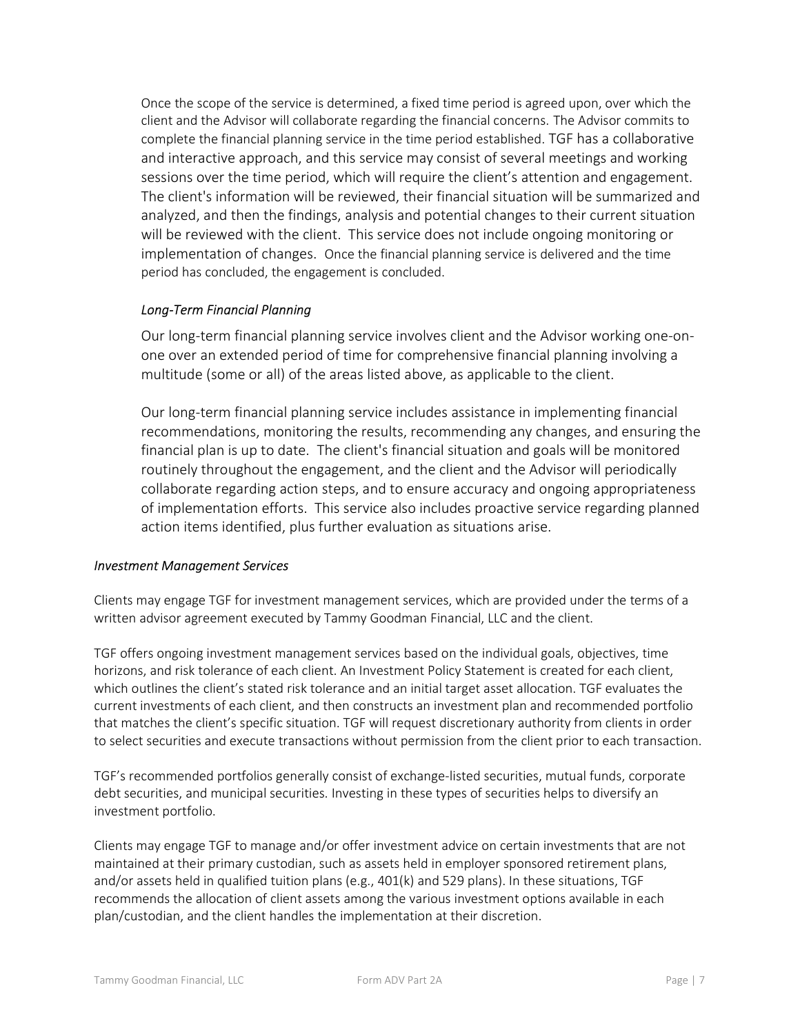Once the scope of the service is determined, a fixed time period is agreed upon, over which the client and the Advisor will collaborate regarding the financial concerns. The Advisor commits to complete the financial planning service in the time period established. TGF has a collaborative and interactive approach, and this service may consist of several meetings and working sessions over the time period, which will require the client's attention and engagement. The client's information will be reviewed, their financial situation will be summarized and analyzed, and then the findings, analysis and potential changes to their current situation will be reviewed with the client. This service does not include ongoing monitoring or implementation of changes. Once the financial planning service is delivered and the time period has concluded, the engagement is concluded.

*Long-Term Financial Planning*

Our long-term financial planning service involves client and the Advisor working one-on-one over an extended period of time for comprehensive financial planning involving a multitude (some or all) of the areas listed above, as applicable to the client.

Our long-term financial planning service includes assistance in implementing financial recommendations, monitoring the results, recommending any changes, and ensuring the financial plan is up to date. The client's financial situation and goals will be monitored routinely throughout the engagement, and the client and the Advisor will periodically collaborate regarding action steps, and to ensure accuracy and ongoing appropriateness of implementation efforts. This service also includes proactive service regarding planned action items identified, plus further evaluation as situations arise.

*Investment Management Services*

Clients may engage TGF for investment management services, which are provided under the terms of a written advisor agreement executed by Tammy Goodman Financial, LLC and the client.

TGF offers ongoing investment management services based on the individual goals, objectives, time horizons, and risk tolerance of each client. An Investment Policy Statement is created for each client, which outlines the client's stated risk tolerance and an initial target asset allocation. TGF evaluates the current investments of each client, and then constructs an investment plan and recommended portfolio that matches the client's specific situation. TGF will request discretionary authority from clients in order to select securities and execute transactions without permission from the client prior to each transaction.

TGF's recommended portfolios generally consist of exchange-listed securities, mutual funds, corporate debt securities, and municipal securities. Investing in these types of securities helps to diversify an investment portfolio.

Clients may engage TGF to manage and/or offer investment advice on certain investments that are not maintained at their primary custodian, such as assets held in employer sponsored retirement plans, and/or assets held in qualified tuition plans (e.g., 401(k) and 529 plans). In these situations, TGF recommends the allocation of client assets among the various investment options available in each plan/custodian, and the client handles the implementation at their discretion.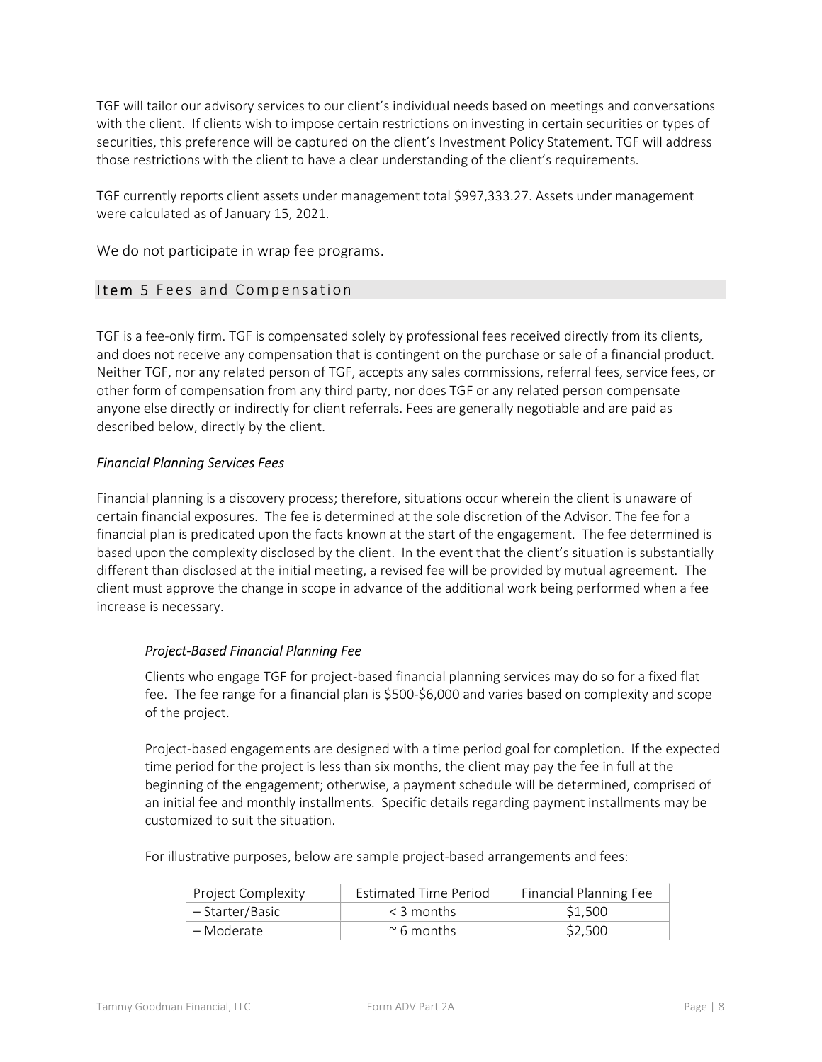TGF will tailor our advisory services to our client's individual needs based on meetings and conversations with the client. If clients wish to impose certain restrictions on investing in certain securities or types of securities, this preference will be captured on the client's Investment Policy Statement. TGF will address those restrictions with the client to have a clear understanding of the client's requirements.

TGF currently reports client assets under management total $997,333.27. Assets under management were calculated as of January 15, 2021.

We do not participate in wrap fee programs.

## Item 5 Fees and Compensation

TGF is a fee-only firm. TGF is compensated solely by professional fees received directly from its clients, and does not receive any compensation that is contingent on the purchase or sale of a financial product. Neither TGF, nor any related person of TGF, accepts any sales commissions, referral fees, service fees, or other form of compensation from any third party, nor does TGF or any related person compensate anyone else directly or indirectly for client referrals. Fees are generally negotiable and are paid as described below, directly by the client.

### *Financial Planning Services Fees*

Financial planning is a discovery process; therefore, situations occur wherein the client is unaware of certain financial exposures. The fee is determined at the sole discretion of the Advisor. The fee for a financial plan is predicated upon the facts known at the start of the engagement. The fee determined is based upon the complexity disclosed by the client. In the event that the client's situation is substantially different than disclosed at the initial meeting, a revised fee will be provided by mutual agreement. The client must approve the change in scope in advance of the additional work being performed when a fee increase is necessary.

#### *Project-Based Financial Planning Fee*

Clients who engage TGF for project-based financial planning services may do so for a fixed flat fee. The fee range for a financial plan is $500-$6,000 and varies based on complexity and scope of the project.

Project-based engagements are designed with a time period goal for completion. If the expected time period for the project is less than six months, the client may pay the fee in full at the beginning of the engagement; otherwise, a payment schedule will be determined, comprised of an initial fee and monthly installments. Specific details regarding payment installments may be customized to suit the situation.

For illustrative purposes, below are sample project-based arrangements and fees:

| Project Complexity | Estimated Time Period | Financial Planning Fee |
|---|---|---|
| – Starter/Basic | < 3 months | $1,500 |
| – Moderate | ~ 6 months | $2,500 |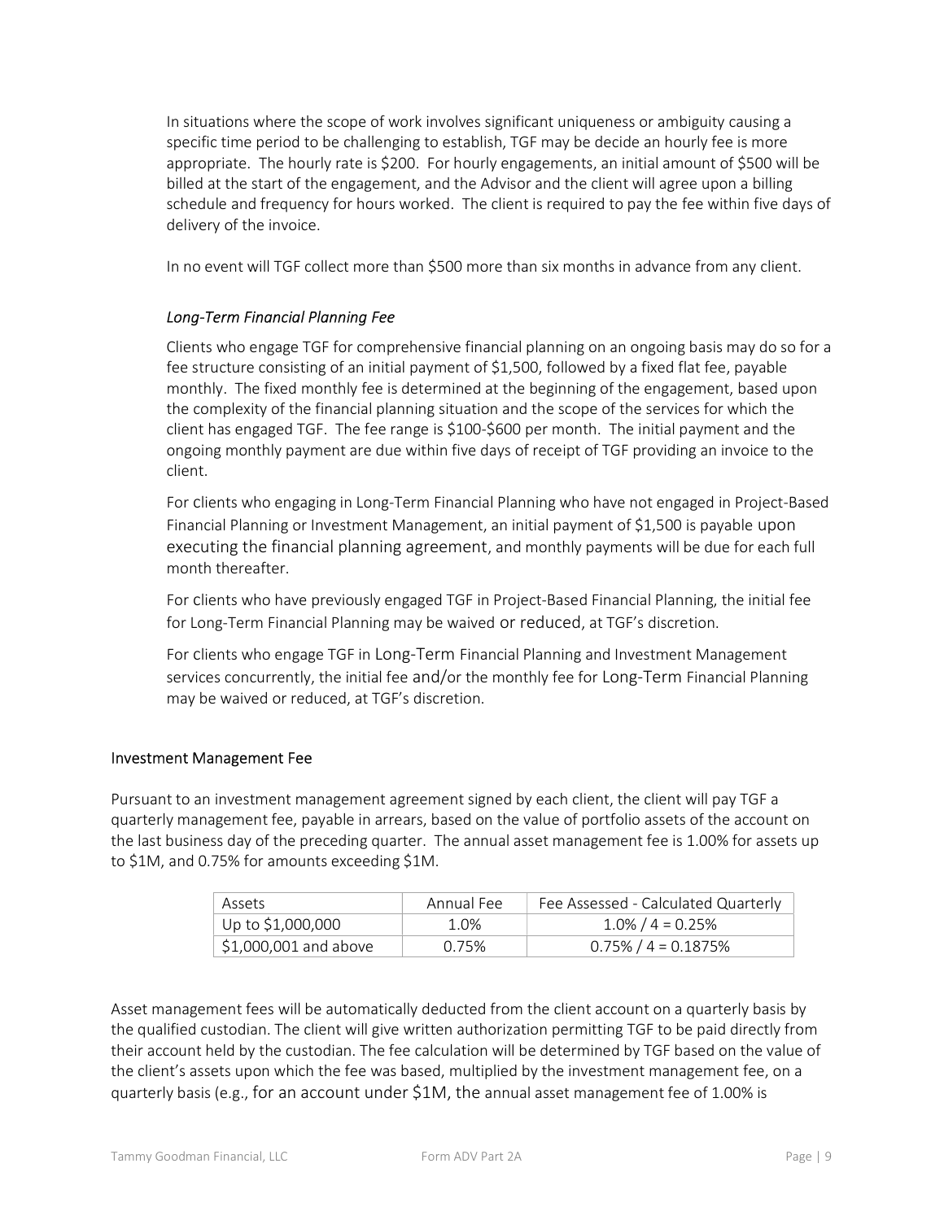In situations where the scope of work involves significant uniqueness or ambiguity causing a specific time period to be challenging to establish, TGF may be decide an hourly fee is more appropriate. The hourly rate is $200. For hourly engagements, an initial amount of $500 will be billed at the start of the engagement, and the Advisor and the client will agree upon a billing schedule and frequency for hours worked. The client is required to pay the fee within five days of delivery of the invoice.

In no event will TGF collect more than $500 more than six months in advance from any client.

*Long-Term Financial Planning Fee*

Clients who engage TGF for comprehensive financial planning on an ongoing basis may do so for a fee structure consisting of an initial payment of $1,500, followed by a fixed flat fee, payable monthly. The fixed monthly fee is determined at the beginning of the engagement, based upon the complexity of the financial planning situation and the scope of the services for which the client has engaged TGF. The fee range is $100-$600 per month. The initial payment and the ongoing monthly payment are due within five days of receipt of TGF providing an invoice to the client.

For clients who engaging in Long-Term Financial Planning who have not engaged in Project-Based Financial Planning or Investment Management, an initial payment of $1,500 is payable upon executing the financial planning agreement, and monthly payments will be due for each full month thereafter.

For clients who have previously engaged TGF in Project-Based Financial Planning, the initial fee for Long-Term Financial Planning may be waived or reduced, at TGF's discretion.

For clients who engage TGF in Long-Term Financial Planning and Investment Management services concurrently, the initial fee and/or the monthly fee for Long-Term Financial Planning may be waived or reduced, at TGF's discretion.

### Investment Management Fee

Pursuant to an investment management agreement signed by each client, the client will pay TGF a quarterly management fee, payable in arrears, based on the value of portfolio assets of the account on the last business day of the preceding quarter. The annual asset management fee is 1.00% for assets up to $1M, and 0.75% for amounts exceeding $1M.

| Assets | Annual Fee | Fee Assessed - Calculated Quarterly |
|---|---|---|
| Up to $1,000,000 | 1.0% | 1.0% / 4 = 0.25% |
| $1,000,001 and above | 0.75% | 0.75% / 4 = 0.1875% |

Asset management fees will be automatically deducted from the client account on a quarterly basis by the qualified custodian. The client will give written authorization permitting TGF to be paid directly from their account held by the custodian. The fee calculation will be determined by TGF based on the value of the client's assets upon which the fee was based, multiplied by the investment management fee, on a quarterly basis (e.g., for an account under $1M, the annual asset management fee of 1.00% is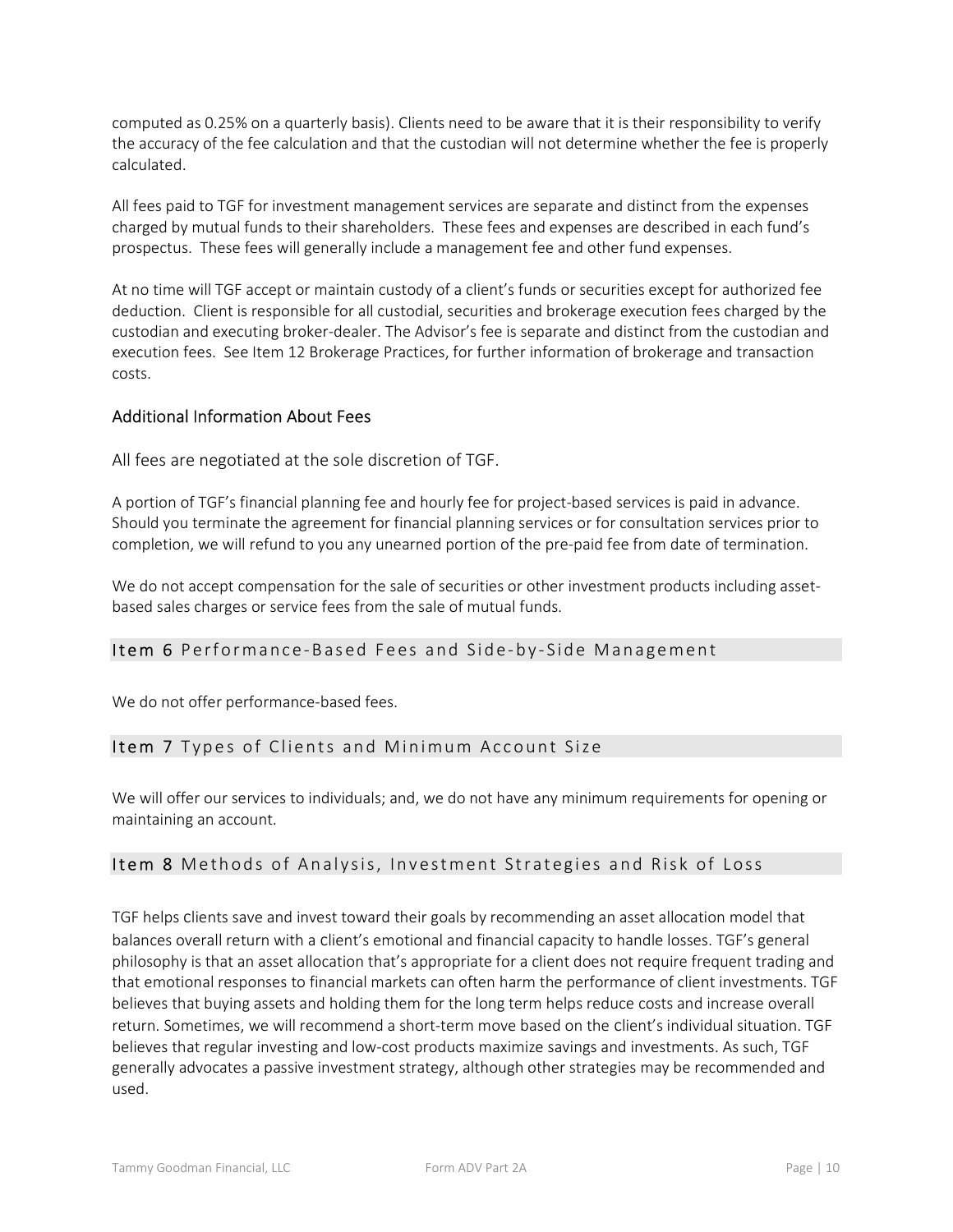computed as 0.25% on a quarterly basis). Clients need to be aware that it is their responsibility to verify the accuracy of the fee calculation and that the custodian will not determine whether the fee is properly calculated.

All fees paid to TGF for investment management services are separate and distinct from the expenses charged by mutual funds to their shareholders. These fees and expenses are described in each fund's prospectus. These fees will generally include a management fee and other fund expenses.

At no time will TGF accept or maintain custody of a client's funds or securities except for authorized fee deduction. Client is responsible for all custodial, securities and brokerage execution fees charged by the custodian and executing broker-dealer. The Advisor's fee is separate and distinct from the custodian and execution fees. See Item 12 Brokerage Practices, for further information of brokerage and transaction costs.

### Additional Information About Fees

All fees are negotiated at the sole discretion of TGF.

A portion of TGF's financial planning fee and hourly fee for project-based services is paid in advance. Should you terminate the agreement for financial planning services or for consultation services prior to completion, we will refund to you any unearned portion of the pre-paid fee from date of termination.

We do not accept compensation for the sale of securities or other investment products including asset-based sales charges or service fees from the sale of mutual funds.

## Item 6 Performance-Based Fees and Side-by-Side Management

We do not offer performance-based fees.

## Item 7 Types of Clients and Minimum Account Size

We will offer our services to individuals; and, we do not have any minimum requirements for opening or maintaining an account.

## Item 8 Methods of Analysis, Investment Strategies and Risk of Loss

TGF helps clients save and invest toward their goals by recommending an asset allocation model that balances overall return with a client's emotional and financial capacity to handle losses. TGF's general philosophy is that an asset allocation that's appropriate for a client does not require frequent trading and that emotional responses to financial markets can often harm the performance of client investments. TGF believes that buying assets and holding them for the long term helps reduce costs and increase overall return. Sometimes, we will recommend a short-term move based on the client's individual situation. TGF believes that regular investing and low-cost products maximize savings and investments. As such, TGF generally advocates a passive investment strategy, although other strategies may be recommended and used.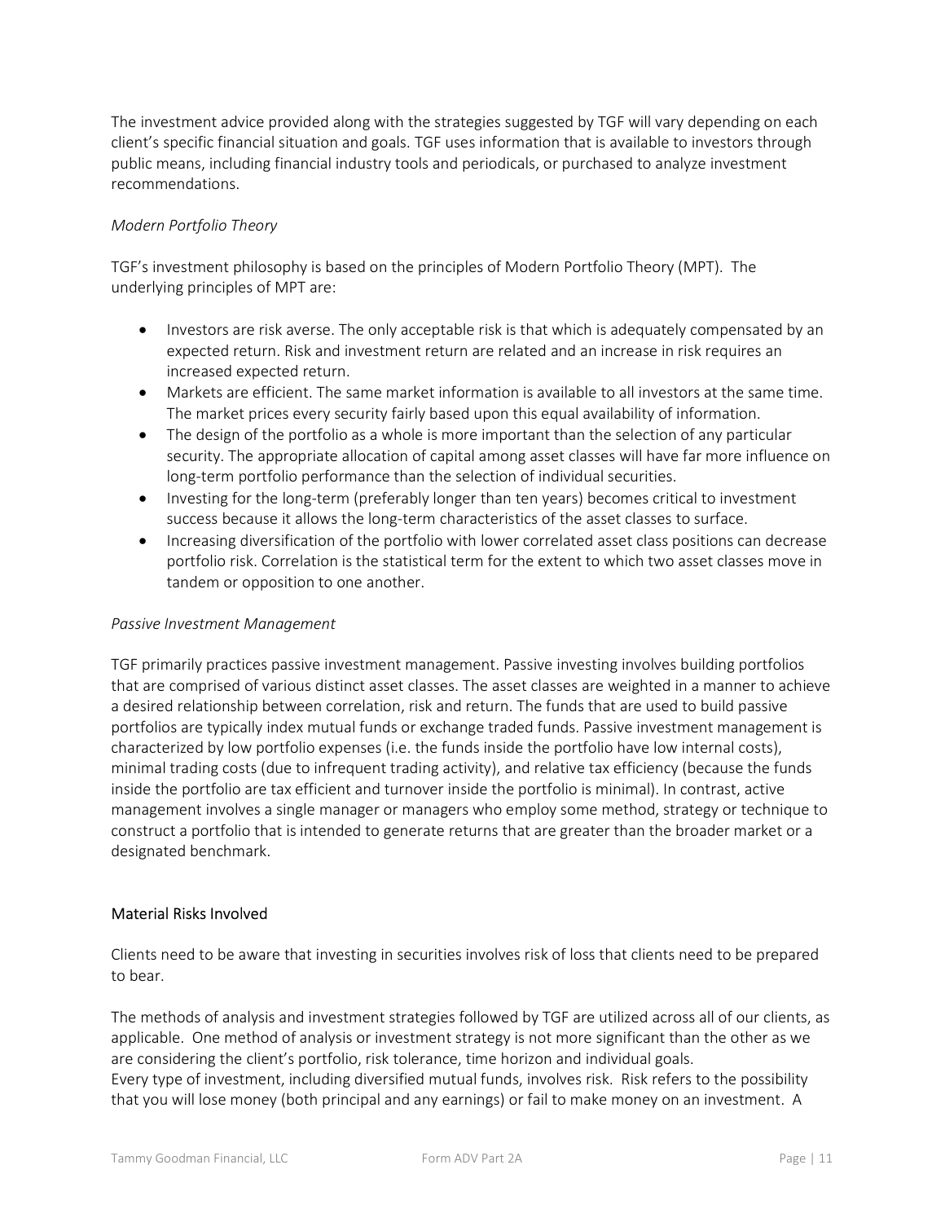The investment advice provided along with the strategies suggested by TGF will vary depending on each client's specific financial situation and goals. TGF uses information that is available to investors through public means, including financial industry tools and periodicals, or purchased to analyze investment recommendations.

*Modern Portfolio Theory*

TGF's investment philosophy is based on the principles of Modern Portfolio Theory (MPT). The underlying principles of MPT are:

- Investors are risk averse. The only acceptable risk is that which is adequately compensated by an expected return. Risk and investment return are related and an increase in risk requires an increased expected return.
- Markets are efficient. The same market information is available to all investors at the same time. The market prices every security fairly based upon this equal availability of information.
- The design of the portfolio as a whole is more important than the selection of any particular security. The appropriate allocation of capital among asset classes will have far more influence on long-term portfolio performance than the selection of individual securities.
- Investing for the long-term (preferably longer than ten years) becomes critical to investment success because it allows the long-term characteristics of the asset classes to surface.
- Increasing diversification of the portfolio with lower correlated asset class positions can decrease portfolio risk. Correlation is the statistical term for the extent to which two asset classes move in tandem or opposition to one another.

*Passive Investment Management*

TGF primarily practices passive investment management. Passive investing involves building portfolios that are comprised of various distinct asset classes. The asset classes are weighted in a manner to achieve a desired relationship between correlation, risk and return. The funds that are used to build passive portfolios are typically index mutual funds or exchange traded funds. Passive investment management is characterized by low portfolio expenses (i.e. the funds inside the portfolio have low internal costs), minimal trading costs (due to infrequent trading activity), and relative tax efficiency (because the funds inside the portfolio are tax efficient and turnover inside the portfolio is minimal). In contrast, active management involves a single manager or managers who employ some method, strategy or technique to construct a portfolio that is intended to generate returns that are greater than the broader market or a designated benchmark.

## Material Risks Involved

Clients need to be aware that investing in securities involves risk of loss that clients need to be prepared to bear.

The methods of analysis and investment strategies followed by TGF are utilized across all of our clients, as applicable. One method of analysis or investment strategy is not more significant than the other as we are considering the client's portfolio, risk tolerance, time horizon and individual goals.
Every type of investment, including diversified mutual funds, involves risk. Risk refers to the possibility that you will lose money (both principal and any earnings) or fail to make money on an investment. A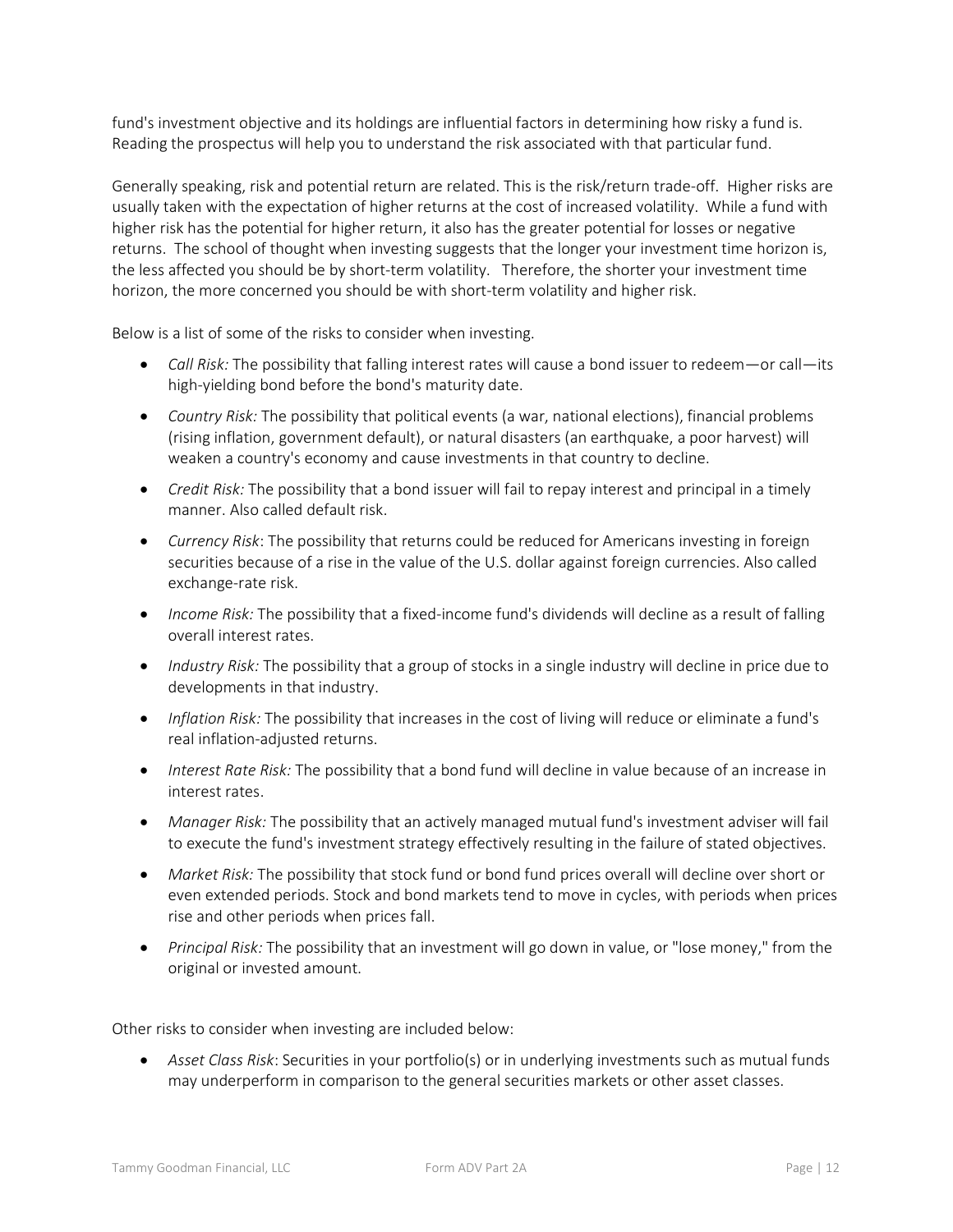fund's investment objective and its holdings are influential factors in determining how risky a fund is. Reading the prospectus will help you to understand the risk associated with that particular fund.

Generally speaking, risk and potential return are related. This is the risk/return trade-off. Higher risks are usually taken with the expectation of higher returns at the cost of increased volatility. While a fund with higher risk has the potential for higher return, it also has the greater potential for losses or negative returns. The school of thought when investing suggests that the longer your investment time horizon is, the less affected you should be by short-term volatility. Therefore, the shorter your investment time horizon, the more concerned you should be with short-term volatility and higher risk.

Below is a list of some of the risks to consider when investing.

- *Call Risk:* The possibility that falling interest rates will cause a bond issuer to redeem—or call—its high-yielding bond before the bond's maturity date.
- *Country Risk:* The possibility that political events (a war, national elections), financial problems (rising inflation, government default), or natural disasters (an earthquake, a poor harvest) will weaken a country's economy and cause investments in that country to decline.
- *Credit Risk:* The possibility that a bond issuer will fail to repay interest and principal in a timely manner. Also called default risk.
- *Currency Risk*: The possibility that returns could be reduced for Americans investing in foreign securities because of a rise in the value of the U.S. dollar against foreign currencies. Also called exchange-rate risk.
- *Income Risk:* The possibility that a fixed-income fund's dividends will decline as a result of falling overall interest rates.
- *Industry Risk:* The possibility that a group of stocks in a single industry will decline in price due to developments in that industry.
- *Inflation Risk:* The possibility that increases in the cost of living will reduce or eliminate a fund's real inflation-adjusted returns.
- *Interest Rate Risk:* The possibility that a bond fund will decline in value because of an increase in interest rates.
- *Manager Risk:* The possibility that an actively managed mutual fund's investment adviser will fail to execute the fund's investment strategy effectively resulting in the failure of stated objectives.
- *Market Risk:* The possibility that stock fund or bond fund prices overall will decline over short or even extended periods. Stock and bond markets tend to move in cycles, with periods when prices rise and other periods when prices fall.
- *Principal Risk:* The possibility that an investment will go down in value, or "lose money," from the original or invested amount.

Other risks to consider when investing are included below:

- *Asset Class Risk*: Securities in your portfolio(s) or in underlying investments such as mutual funds may underperform in comparison to the general securities markets or other asset classes.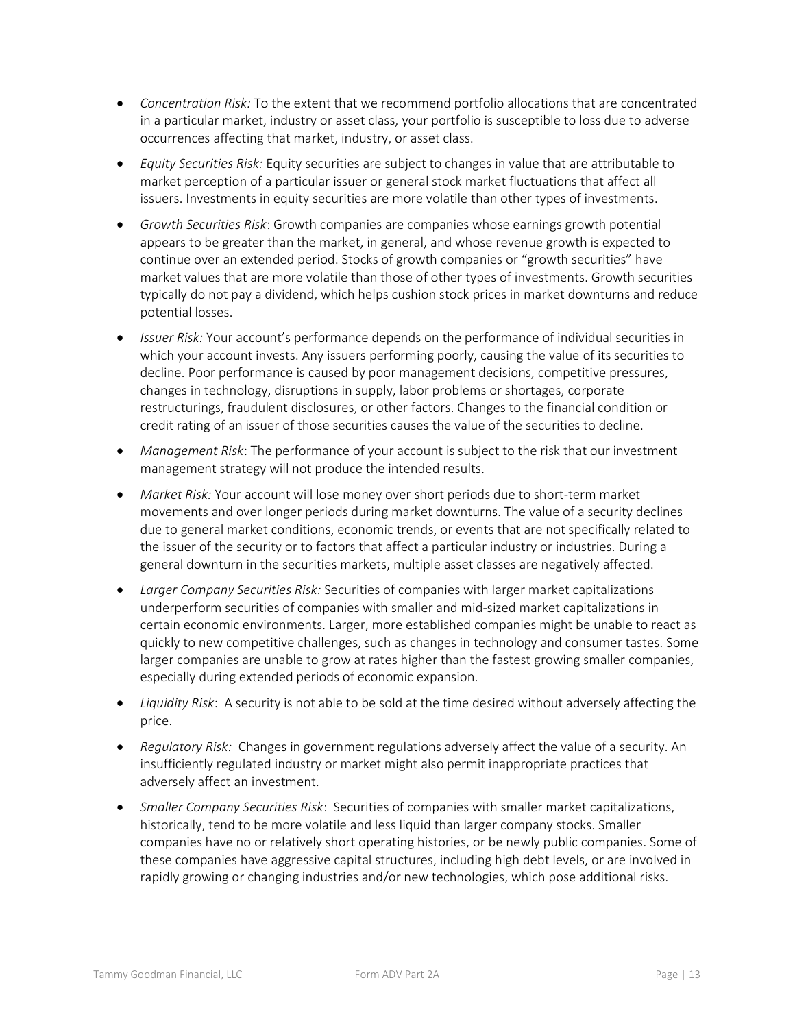- *Concentration Risk:* To the extent that we recommend portfolio allocations that are concentrated in a particular market, industry or asset class, your portfolio is susceptible to loss due to adverse occurrences affecting that market, industry, or asset class.
- *Equity Securities Risk:* Equity securities are subject to changes in value that are attributable to market perception of a particular issuer or general stock market fluctuations that affect all issuers. Investments in equity securities are more volatile than other types of investments.
- *Growth Securities Risk*: Growth companies are companies whose earnings growth potential appears to be greater than the market, in general, and whose revenue growth is expected to continue over an extended period. Stocks of growth companies or "growth securities" have market values that are more volatile than those of other types of investments. Growth securities typically do not pay a dividend, which helps cushion stock prices in market downturns and reduce potential losses.
- *Issuer Risk:* Your account's performance depends on the performance of individual securities in which your account invests. Any issuers performing poorly, causing the value of its securities to decline. Poor performance is caused by poor management decisions, competitive pressures, changes in technology, disruptions in supply, labor problems or shortages, corporate restructurings, fraudulent disclosures, or other factors. Changes to the financial condition or credit rating of an issuer of those securities causes the value of the securities to decline.
- *Management Risk*: The performance of your account is subject to the risk that our investment management strategy will not produce the intended results.
- *Market Risk:* Your account will lose money over short periods due to short-term market movements and over longer periods during market downturns. The value of a security declines due to general market conditions, economic trends, or events that are not specifically related to the issuer of the security or to factors that affect a particular industry or industries. During a general downturn in the securities markets, multiple asset classes are negatively affected.
- *Larger Company Securities Risk:* Securities of companies with larger market capitalizations underperform securities of companies with smaller and mid-sized market capitalizations in certain economic environments. Larger, more established companies might be unable to react as quickly to new competitive challenges, such as changes in technology and consumer tastes. Some larger companies are unable to grow at rates higher than the fastest growing smaller companies, especially during extended periods of economic expansion.
- *Liquidity Risk*: A security is not able to be sold at the time desired without adversely affecting the price.
- *Regulatory Risk:* Changes in government regulations adversely affect the value of a security. An insufficiently regulated industry or market might also permit inappropriate practices that adversely affect an investment.
- *Smaller Company Securities Risk*: Securities of companies with smaller market capitalizations, historically, tend to be more volatile and less liquid than larger company stocks. Smaller companies have no or relatively short operating histories, or be newly public companies. Some of these companies have aggressive capital structures, including high debt levels, or are involved in rapidly growing or changing industries and/or new technologies, which pose additional risks.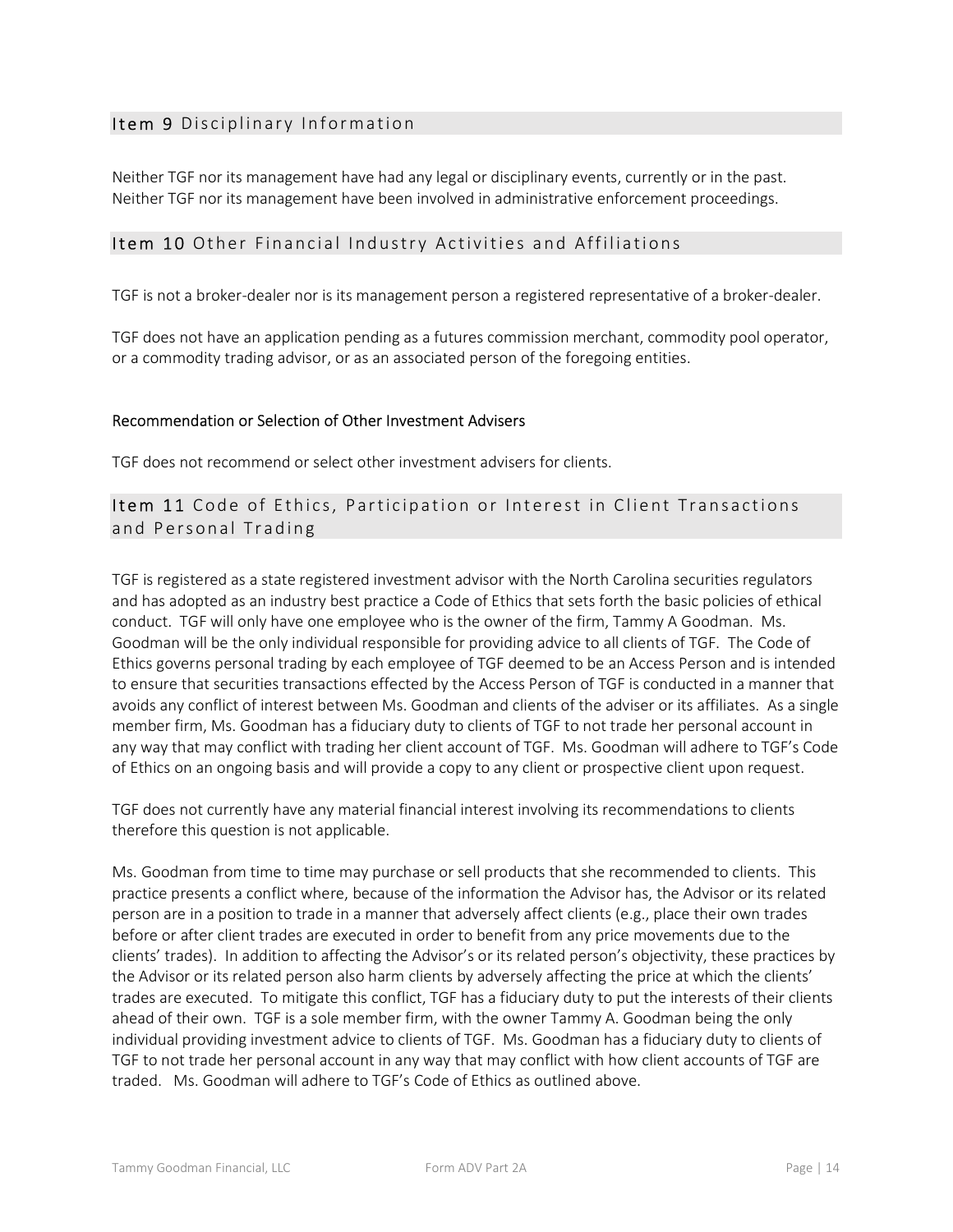## Item 9 Disciplinary Information

Neither TGF nor its management have had any legal or disciplinary events, currently or in the past. Neither TGF nor its management have been involved in administrative enforcement proceedings.

## Item 10 Other Financial Industry Activities and Affiliations

TGF is not a broker-dealer nor is its management person a registered representative of a broker-dealer.

TGF does not have an application pending as a futures commission merchant, commodity pool operator, or a commodity trading advisor, or as an associated person of the foregoing entities.

### Recommendation or Selection of Other Investment Advisers

TGF does not recommend or select other investment advisers for clients.

## Item 11 Code of Ethics, Participation or Interest in Client Transactions and Personal Trading

TGF is registered as a state registered investment advisor with the North Carolina securities regulators and has adopted as an industry best practice a Code of Ethics that sets forth the basic policies of ethical conduct. TGF will only have one employee who is the owner of the firm, Tammy A Goodman. Ms. Goodman will be the only individual responsible for providing advice to all clients of TGF. The Code of Ethics governs personal trading by each employee of TGF deemed to be an Access Person and is intended to ensure that securities transactions effected by the Access Person of TGF is conducted in a manner that avoids any conflict of interest between Ms. Goodman and clients of the adviser or its affiliates. As a single member firm, Ms. Goodman has a fiduciary duty to clients of TGF to not trade her personal account in any way that may conflict with trading her client account of TGF. Ms. Goodman will adhere to TGF's Code of Ethics on an ongoing basis and will provide a copy to any client or prospective client upon request.

TGF does not currently have any material financial interest involving its recommendations to clients therefore this question is not applicable.

Ms. Goodman from time to time may purchase or sell products that she recommended to clients. This practice presents a conflict where, because of the information the Advisor has, the Advisor or its related person are in a position to trade in a manner that adversely affect clients (e.g., place their own trades before or after client trades are executed in order to benefit from any price movements due to the clients' trades). In addition to affecting the Advisor's or its related person's objectivity, these practices by the Advisor or its related person also harm clients by adversely affecting the price at which the clients' trades are executed. To mitigate this conflict, TGF has a fiduciary duty to put the interests of their clients ahead of their own. TGF is a sole member firm, with the owner Tammy A. Goodman being the only individual providing investment advice to clients of TGF. Ms. Goodman has a fiduciary duty to clients of TGF to not trade her personal account in any way that may conflict with how client accounts of TGF are traded. Ms. Goodman will adhere to TGF's Code of Ethics as outlined above.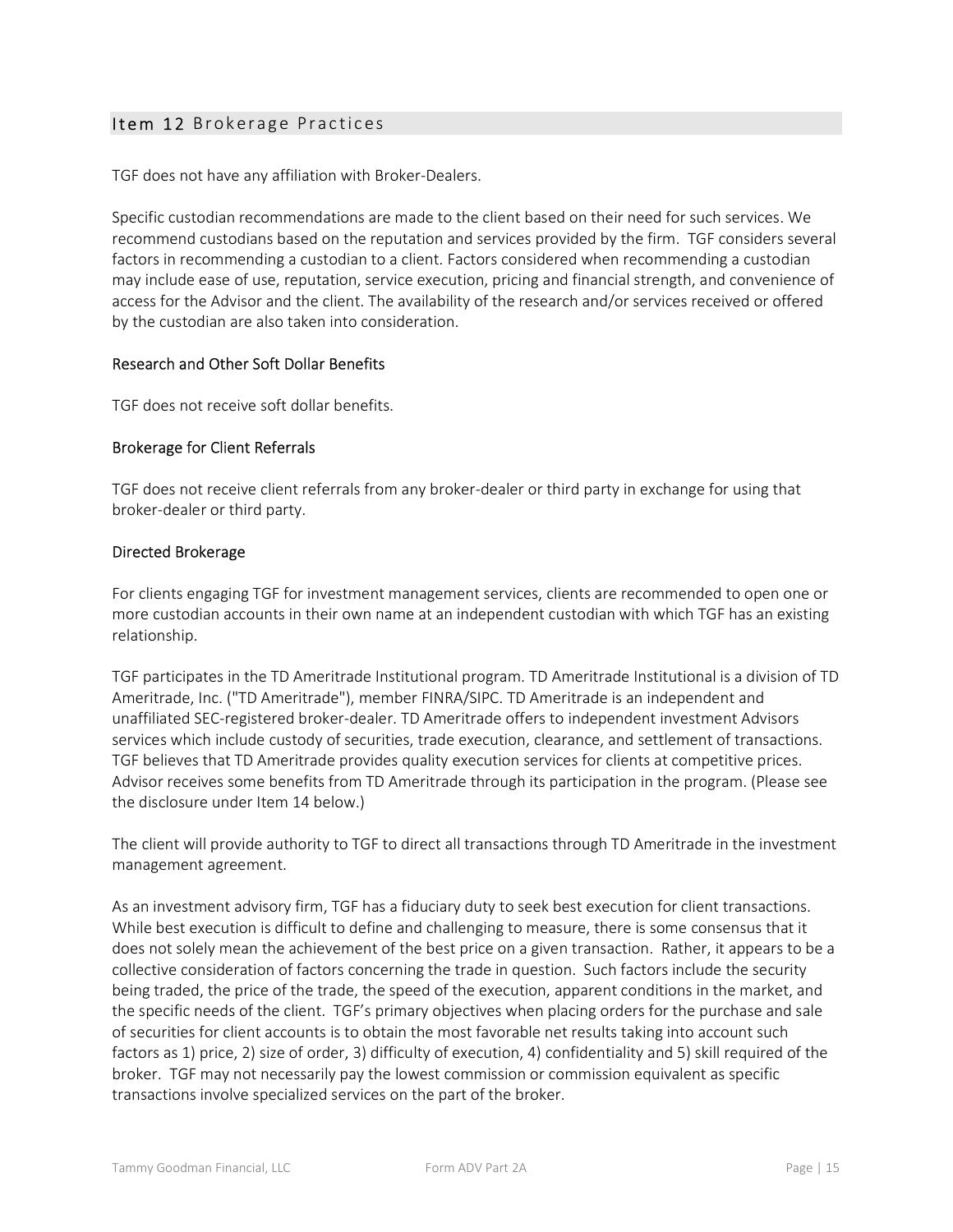## Item 12 Brokerage Practices

TGF does not have any affiliation with Broker-Dealers.

Specific custodian recommendations are made to the client based on their need for such services. We recommend custodians based on the reputation and services provided by the firm. TGF considers several factors in recommending a custodian to a client. Factors considered when recommending a custodian may include ease of use, reputation, service execution, pricing and financial strength, and convenience of access for the Advisor and the client. The availability of the research and/or services received or offered by the custodian are also taken into consideration.

### Research and Other Soft Dollar Benefits

TGF does not receive soft dollar benefits.

### Brokerage for Client Referrals

TGF does not receive client referrals from any broker-dealer or third party in exchange for using that broker-dealer or third party.

### Directed Brokerage

For clients engaging TGF for investment management services, clients are recommended to open one or more custodian accounts in their own name at an independent custodian with which TGF has an existing relationship.

TGF participates in the TD Ameritrade Institutional program. TD Ameritrade Institutional is a division of TD Ameritrade, Inc. ("TD Ameritrade"), member FINRA/SIPC. TD Ameritrade is an independent and unaffiliated SEC-registered broker-dealer. TD Ameritrade offers to independent investment Advisors services which include custody of securities, trade execution, clearance, and settlement of transactions. TGF believes that TD Ameritrade provides quality execution services for clients at competitive prices. Advisor receives some benefits from TD Ameritrade through its participation in the program. (Please see the disclosure under Item 14 below.)

The client will provide authority to TGF to direct all transactions through TD Ameritrade in the investment management agreement.

As an investment advisory firm, TGF has a fiduciary duty to seek best execution for client transactions. While best execution is difficult to define and challenging to measure, there is some consensus that it does not solely mean the achievement of the best price on a given transaction. Rather, it appears to be a collective consideration of factors concerning the trade in question. Such factors include the security being traded, the price of the trade, the speed of the execution, apparent conditions in the market, and the specific needs of the client. TGF's primary objectives when placing orders for the purchase and sale of securities for client accounts is to obtain the most favorable net results taking into account such factors as 1) price, 2) size of order, 3) difficulty of execution, 4) confidentiality and 5) skill required of the broker. TGF may not necessarily pay the lowest commission or commission equivalent as specific transactions involve specialized services on the part of the broker.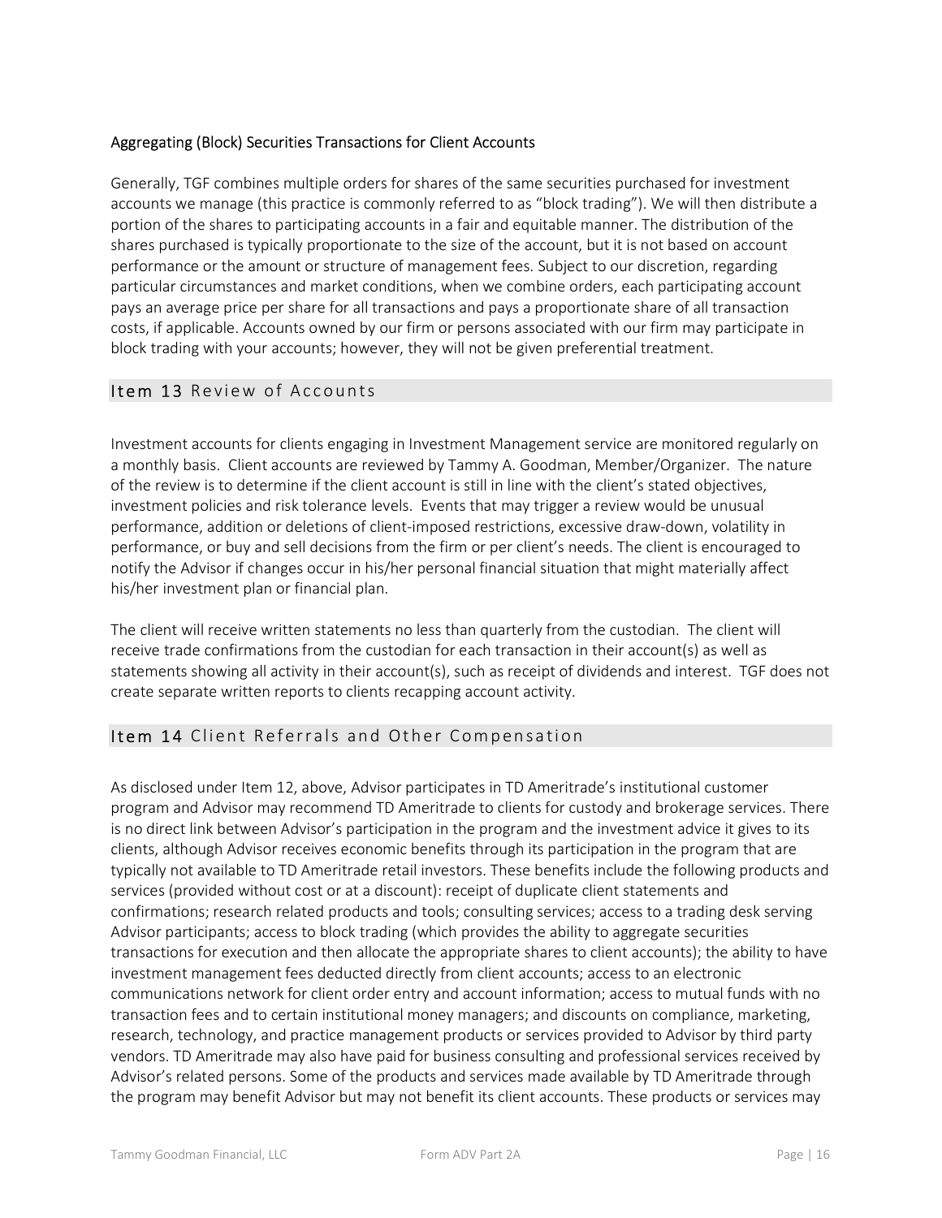### Aggregating (Block) Securities Transactions for Client Accounts

Generally, TGF combines multiple orders for shares of the same securities purchased for investment accounts we manage (this practice is commonly referred to as "block trading"). We will then distribute a portion of the shares to participating accounts in a fair and equitable manner. The distribution of the shares purchased is typically proportionate to the size of the account, but it is not based on account performance or the amount or structure of management fees. Subject to our discretion, regarding particular circumstances and market conditions, when we combine orders, each participating account pays an average price per share for all transactions and pays a proportionate share of all transaction costs, if applicable. Accounts owned by our firm or persons associated with our firm may participate in block trading with your accounts; however, they will not be given preferential treatment.

## Item 13 Review of Accounts

Investment accounts for clients engaging in Investment Management service are monitored regularly on a monthly basis. Client accounts are reviewed by Tammy A. Goodman, Member/Organizer. The nature of the review is to determine if the client account is still in line with the client's stated objectives, investment policies and risk tolerance levels. Events that may trigger a review would be unusual performance, addition or deletions of client-imposed restrictions, excessive draw-down, volatility in performance, or buy and sell decisions from the firm or per client's needs. The client is encouraged to notify the Advisor if changes occur in his/her personal financial situation that might materially affect his/her investment plan or financial plan.

The client will receive written statements no less than quarterly from the custodian. The client will receive trade confirmations from the custodian for each transaction in their account(s) as well as statements showing all activity in their account(s), such as receipt of dividends and interest. TGF does not create separate written reports to clients recapping account activity.

## Item 14 Client Referrals and Other Compensation

As disclosed under Item 12, above, Advisor participates in TD Ameritrade's institutional customer program and Advisor may recommend TD Ameritrade to clients for custody and brokerage services. There is no direct link between Advisor's participation in the program and the investment advice it gives to its clients, although Advisor receives economic benefits through its participation in the program that are typically not available to TD Ameritrade retail investors. These benefits include the following products and services (provided without cost or at a discount): receipt of duplicate client statements and confirmations; research related products and tools; consulting services; access to a trading desk serving Advisor participants; access to block trading (which provides the ability to aggregate securities transactions for execution and then allocate the appropriate shares to client accounts); the ability to have investment management fees deducted directly from client accounts; access to an electronic communications network for client order entry and account information; access to mutual funds with no transaction fees and to certain institutional money managers; and discounts on compliance, marketing, research, technology, and practice management products or services provided to Advisor by third party vendors. TD Ameritrade may also have paid for business consulting and professional services received by Advisor's related persons. Some of the products and services made available by TD Ameritrade through the program may benefit Advisor but may not benefit its client accounts. These products or services may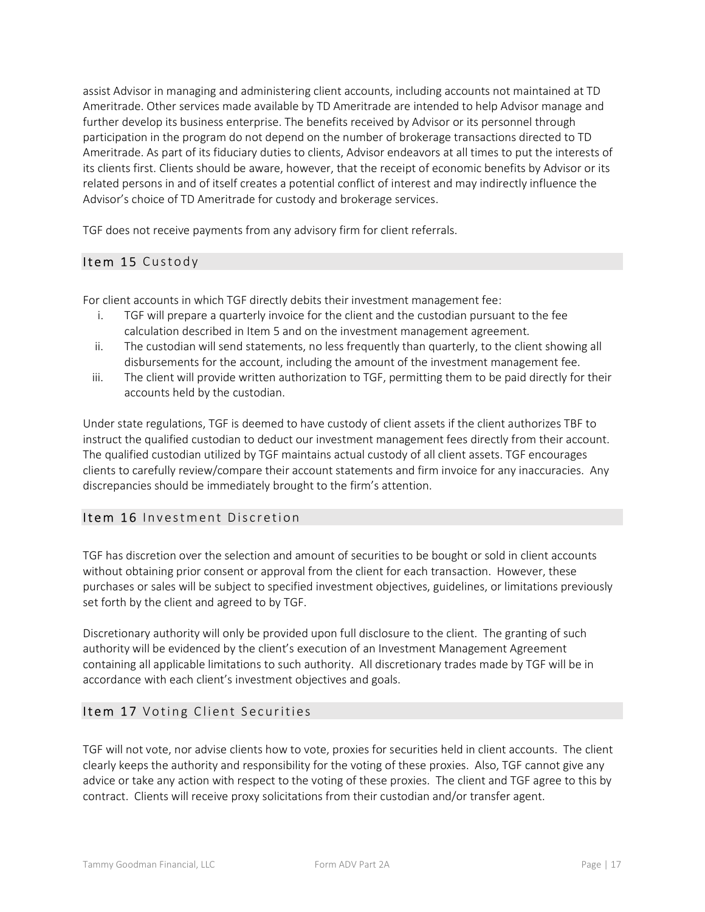assist Advisor in managing and administering client accounts, including accounts not maintained at TD Ameritrade. Other services made available by TD Ameritrade are intended to help Advisor manage and further develop its business enterprise. The benefits received by Advisor or its personnel through participation in the program do not depend on the number of brokerage transactions directed to TD Ameritrade. As part of its fiduciary duties to clients, Advisor endeavors at all times to put the interests of its clients first. Clients should be aware, however, that the receipt of economic benefits by Advisor or its related persons in and of itself creates a potential conflict of interest and may indirectly influence the Advisor's choice of TD Ameritrade for custody and brokerage services.

TGF does not receive payments from any advisory firm for client referrals.

## Item 15 Custody

For client accounts in which TGF directly debits their investment management fee:

i. TGF will prepare a quarterly invoice for the client and the custodian pursuant to the fee calculation described in Item 5 and on the investment management agreement.
ii. The custodian will send statements, no less frequently than quarterly, to the client showing all disbursements for the account, including the amount of the investment management fee.
iii. The client will provide written authorization to TGF, permitting them to be paid directly for their accounts held by the custodian.

Under state regulations, TGF is deemed to have custody of client assets if the client authorizes TBF to instruct the qualified custodian to deduct our investment management fees directly from their account. The qualified custodian utilized by TGF maintains actual custody of all client assets. TGF encourages clients to carefully review/compare their account statements and firm invoice for any inaccuracies. Any discrepancies should be immediately brought to the firm's attention.

## Item 16 Investment Discretion

TGF has discretion over the selection and amount of securities to be bought or sold in client accounts without obtaining prior consent or approval from the client for each transaction. However, these purchases or sales will be subject to specified investment objectives, guidelines, or limitations previously set forth by the client and agreed to by TGF.

Discretionary authority will only be provided upon full disclosure to the client. The granting of such authority will be evidenced by the client's execution of an Investment Management Agreement containing all applicable limitations to such authority. All discretionary trades made by TGF will be in accordance with each client's investment objectives and goals.

## Item 17 Voting Client Securities

TGF will not vote, nor advise clients how to vote, proxies for securities held in client accounts. The client clearly keeps the authority and responsibility for the voting of these proxies. Also, TGF cannot give any advice or take any action with respect to the voting of these proxies. The client and TGF agree to this by contract. Clients will receive proxy solicitations from their custodian and/or transfer agent.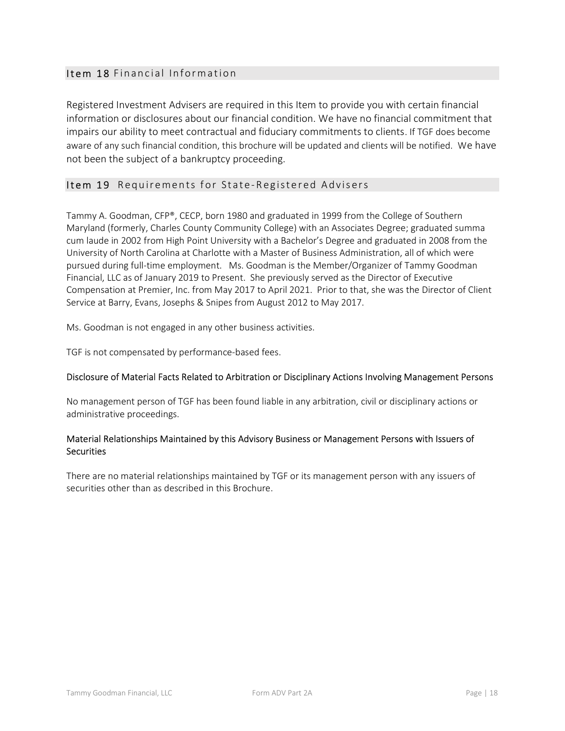## Item 18 Financial Information

Registered Investment Advisers are required in this Item to provide you with certain financial information or disclosures about our financial condition. We have no financial commitment that impairs our ability to meet contractual and fiduciary commitments to clients. If TGF does become aware of any such financial condition, this brochure will be updated and clients will be notified. We have not been the subject of a bankruptcy proceeding.

## Item 19 Requirements for State-Registered Advisers

Tammy A. Goodman, CFP®, CECP, born 1980 and graduated in 1999 from the College of Southern Maryland (formerly, Charles County Community College) with an Associates Degree; graduated summa cum laude in 2002 from High Point University with a Bachelor's Degree and graduated in 2008 from the University of North Carolina at Charlotte with a Master of Business Administration, all of which were pursued during full-time employment. Ms. Goodman is the Member/Organizer of Tammy Goodman Financial, LLC as of January 2019 to Present. She previously served as the Director of Executive Compensation at Premier, Inc. from May 2017 to April 2021. Prior to that, she was the Director of Client Service at Barry, Evans, Josephs & Snipes from August 2012 to May 2017.

Ms. Goodman is not engaged in any other business activities.

TGF is not compensated by performance-based fees.

### Disclosure of Material Facts Related to Arbitration or Disciplinary Actions Involving Management Persons

No management person of TGF has been found liable in any arbitration, civil or disciplinary actions or administrative proceedings.

### Material Relationships Maintained by this Advisory Business or Management Persons with Issuers of Securities

There are no material relationships maintained by TGF or its management person with any issuers of securities other than as described in this Brochure.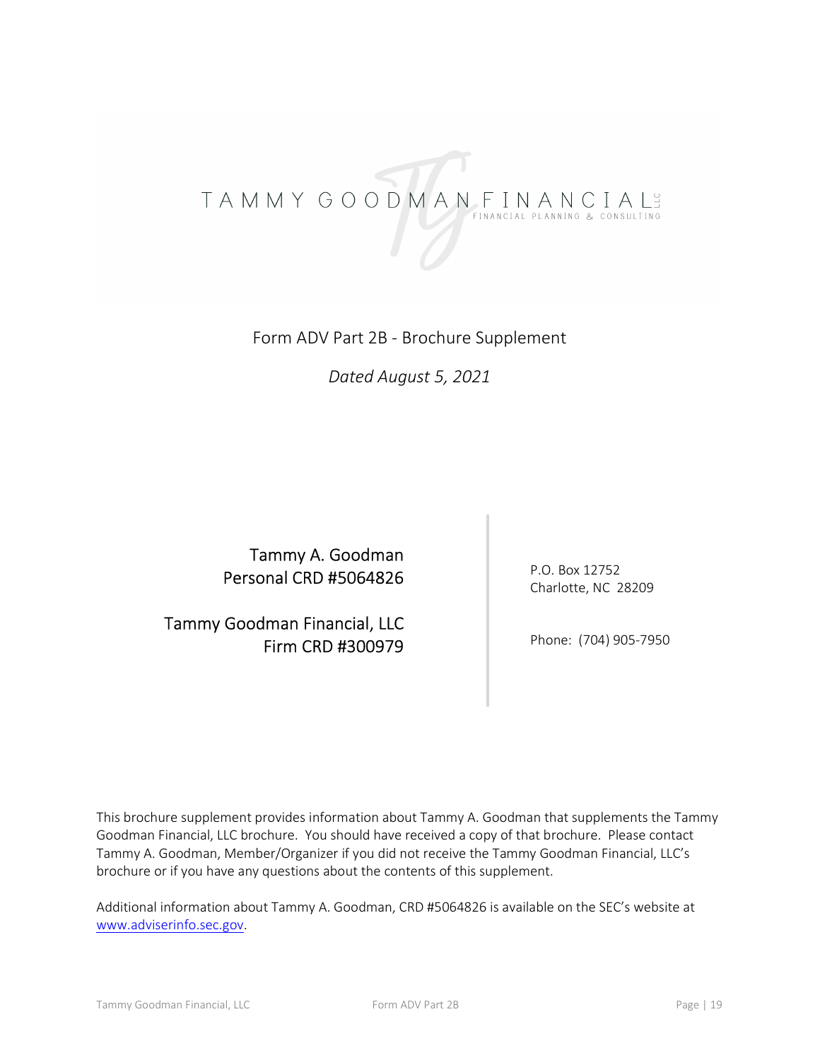TAMMY GOODMAN FINANCIAL LLC
FINANCIAL PLANNING & CONSULTING

# Form ADV Part 2B - Brochure Supplement

*Dated August 5, 2021*

Tammy A. Goodman
Personal CRD #5064826

Tammy Goodman Financial, LLC
Firm CRD #300979

P.O. Box 12752
Charlotte, NC 28209

Phone: (704) 905-7950

This brochure supplement provides information about Tammy A. Goodman that supplements the Tammy Goodman Financial, LLC brochure. You should have received a copy of that brochure. Please contact Tammy A. Goodman, Member/Organizer if you did not receive the Tammy Goodman Financial, LLC's brochure or if you have any questions about the contents of this supplement.

Additional information about Tammy A. Goodman, CRD #5064826 is available on the SEC's website at [www.adviserinfo.sec.gov](http://www.adviserinfo.sec.gov).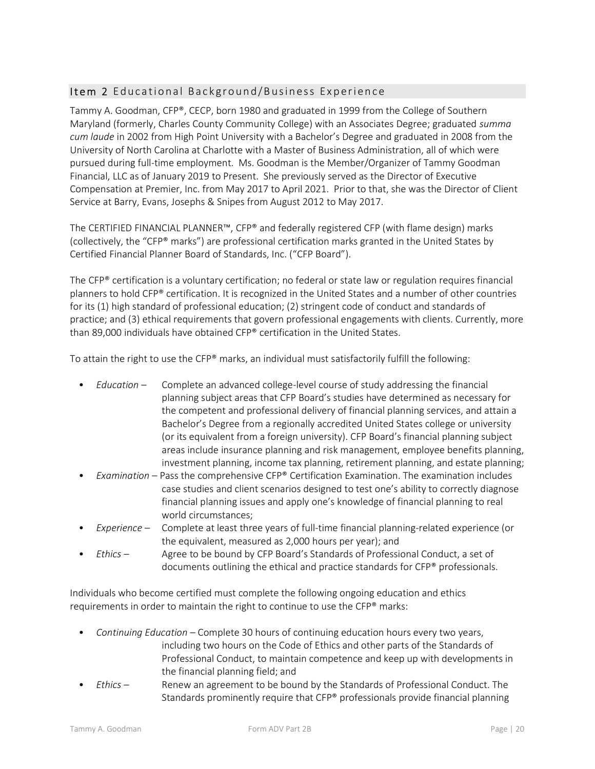## Item 2 Educational Background/Business Experience

Tammy A. Goodman, CFP®, CECP, born 1980 and graduated in 1999 from the College of Southern Maryland (formerly, Charles County Community College) with an Associates Degree; graduated *summa cum laude* in 2002 from High Point University with a Bachelor's Degree and graduated in 2008 from the University of North Carolina at Charlotte with a Master of Business Administration, all of which were pursued during full-time employment. Ms. Goodman is the Member/Organizer of Tammy Goodman Financial, LLC as of January 2019 to Present. She previously served as the Director of Executive Compensation at Premier, Inc. from May 2017 to April 2021. Prior to that, she was the Director of Client Service at Barry, Evans, Josephs & Snipes from August 2012 to May 2017.

The CERTIFIED FINANCIAL PLANNER™, CFP® and federally registered CFP (with flame design) marks (collectively, the "CFP® marks") are professional certification marks granted in the United States by Certified Financial Planner Board of Standards, Inc. ("CFP Board").

The CFP® certification is a voluntary certification; no federal or state law or regulation requires financial planners to hold CFP® certification. It is recognized in the United States and a number of other countries for its (1) high standard of professional education; (2) stringent code of conduct and standards of practice; and (3) ethical requirements that govern professional engagements with clients. Currently, more than 89,000 individuals have obtained CFP® certification in the United States.

To attain the right to use the CFP® marks, an individual must satisfactorily fulfill the following:

- *Education* – Complete an advanced college-level course of study addressing the financial planning subject areas that CFP Board's studies have determined as necessary for the competent and professional delivery of financial planning services, and attain a Bachelor's Degree from a regionally accredited United States college or university (or its equivalent from a foreign university). CFP Board's financial planning subject areas include insurance planning and risk management, employee benefits planning, investment planning, income tax planning, retirement planning, and estate planning;
- *Examination* – Pass the comprehensive CFP® Certification Examination. The examination includes case studies and client scenarios designed to test one's ability to correctly diagnose financial planning issues and apply one's knowledge of financial planning to real world circumstances;
- *Experience* – Complete at least three years of full-time financial planning-related experience (or the equivalent, measured as 2,000 hours per year); and
- *Ethics* – Agree to be bound by CFP Board's Standards of Professional Conduct, a set of documents outlining the ethical and practice standards for CFP® professionals.

Individuals who become certified must complete the following ongoing education and ethics requirements in order to maintain the right to continue to use the CFP® marks:

- *Continuing Education* – Complete 30 hours of continuing education hours every two years, including two hours on the Code of Ethics and other parts of the Standards of Professional Conduct, to maintain competence and keep up with developments in the financial planning field; and
- *Ethics* – Renew an agreement to be bound by the Standards of Professional Conduct. The Standards prominently require that CFP® professionals provide financial planning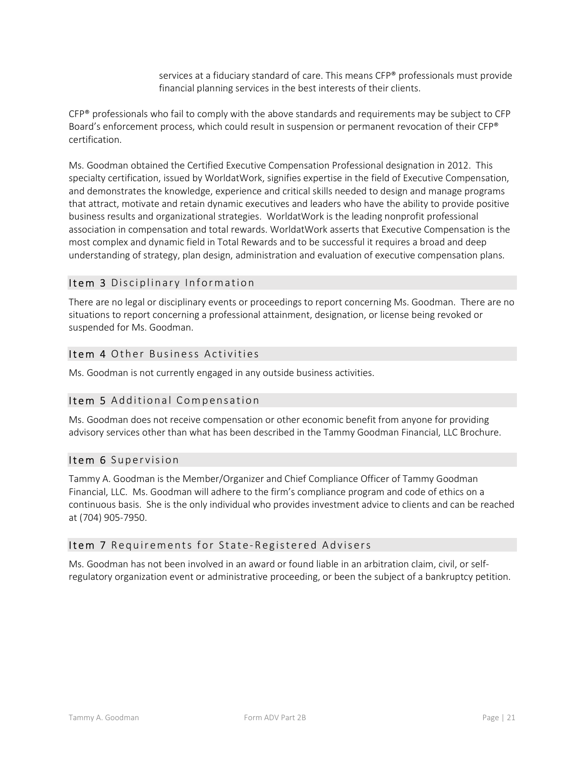services at a fiduciary standard of care. This means CFP® professionals must provide financial planning services in the best interests of their clients.

CFP® professionals who fail to comply with the above standards and requirements may be subject to CFP Board's enforcement process, which could result in suspension or permanent revocation of their CFP® certification.

Ms. Goodman obtained the Certified Executive Compensation Professional designation in 2012. This specialty certification, issued by WorldatWork, signifies expertise in the field of Executive Compensation, and demonstrates the knowledge, experience and critical skills needed to design and manage programs that attract, motivate and retain dynamic executives and leaders who have the ability to provide positive business results and organizational strategies. WorldatWork is the leading nonprofit professional association in compensation and total rewards. WorldatWork asserts that Executive Compensation is the most complex and dynamic field in Total Rewards and to be successful it requires a broad and deep understanding of strategy, plan design, administration and evaluation of executive compensation plans.

## Item 3 Disciplinary Information

There are no legal or disciplinary events or proceedings to report concerning Ms. Goodman. There are no situations to report concerning a professional attainment, designation, or license being revoked or suspended for Ms. Goodman.

## Item 4 Other Business Activities

Ms. Goodman is not currently engaged in any outside business activities.

## Item 5 Additional Compensation

Ms. Goodman does not receive compensation or other economic benefit from anyone for providing advisory services other than what has been described in the Tammy Goodman Financial, LLC Brochure.

## Item 6 Supervision

Tammy A. Goodman is the Member/Organizer and Chief Compliance Officer of Tammy Goodman Financial, LLC. Ms. Goodman will adhere to the firm's compliance program and code of ethics on a continuous basis. She is the only individual who provides investment advice to clients and can be reached at (704) 905-7950.

## Item 7 Requirements for State-Registered Advisers

Ms. Goodman has not been involved in an award or found liable in an arbitration claim, civil, or self-regulatory organization event or administrative proceeding, or been the subject of a bankruptcy petition.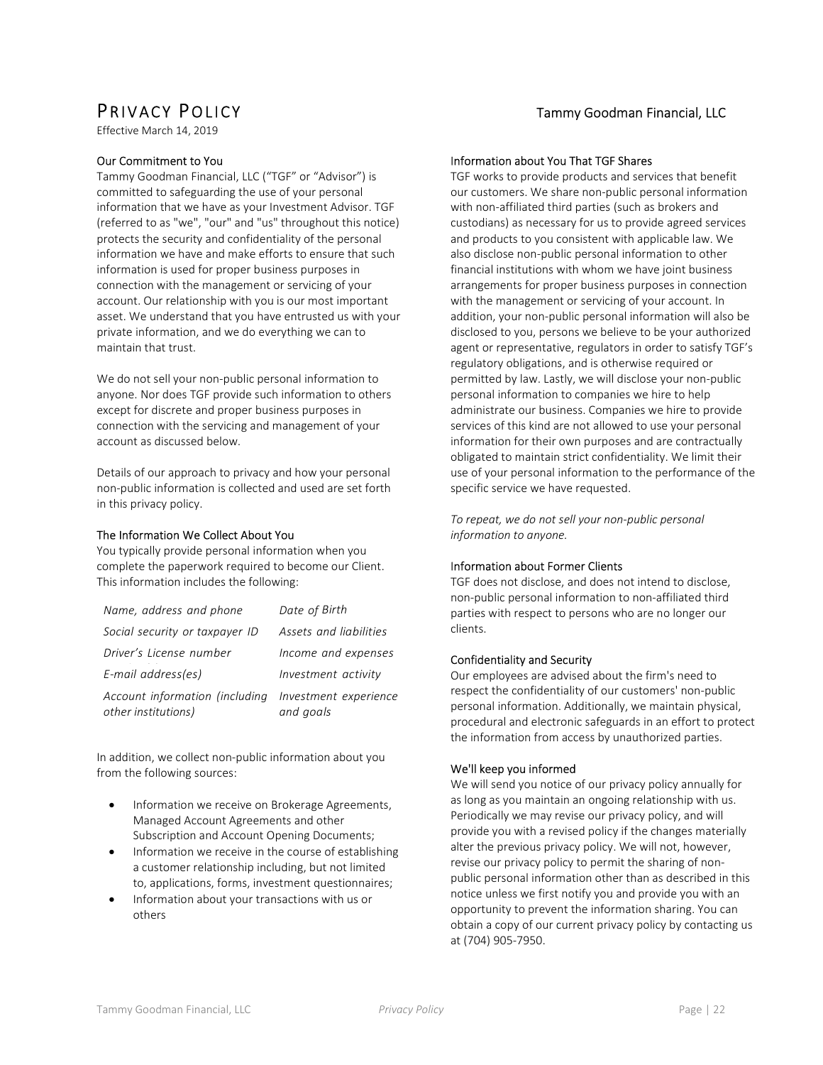# Privacy Policy

Tammy Goodman Financial, LLC

Effective March 14, 2019

## Our Commitment to You

Tammy Goodman Financial, LLC ("TGF" or "Advisor") is committed to safeguarding the use of your personal information that we have as your Investment Advisor. TGF (referred to as "we", "our" and "us" throughout this notice) protects the security and confidentiality of the personal information we have and make efforts to ensure that such information is used for proper business purposes in connection with the management or servicing of your account. Our relationship with you is our most important asset. We understand that you have entrusted us with your private information, and we do everything we can to maintain that trust.

We do not sell your non-public personal information to anyone. Nor does TGF provide such information to others except for discrete and proper business purposes in connection with the servicing and management of your account as discussed below.

Details of our approach to privacy and how your personal non-public information is collected and used are set forth in this privacy policy.

## The Information We Collect About You

You typically provide personal information when you complete the paperwork required to become our Client. This information includes the following:

| | |
|---|---|
| *Name, address and phone* | *Date of Birth* |
| *Social security or taxpayer ID* | *Assets and liabilities* |
| *Driver's License number* | *Income and expenses* |
| *E-mail address(es)* | *Investment activity* |
| *Account information (including other institutions)* | *Investment experience and goals* |

In addition, we collect non-public information about you from the following sources:

- Information we receive on Brokerage Agreements, Managed Account Agreements and other Subscription and Account Opening Documents;
- Information we receive in the course of establishing a customer relationship including, but not limited to, applications, forms, investment questionnaires;
- Information about your transactions with us or others

## Information about You That TGF Shares

TGF works to provide products and services that benefit our customers. We share non-public personal information with non-affiliated third parties (such as brokers and custodians) as necessary for us to provide agreed services and products to you consistent with applicable law. We also disclose non-public personal information to other financial institutions with whom we have joint business arrangements for proper business purposes in connection with the management or servicing of your account. In addition, your non-public personal information will also be disclosed to you, persons we believe to be your authorized agent or representative, regulators in order to satisfy TGF's regulatory obligations, and is otherwise required or permitted by law. Lastly, we will disclose your non-public personal information to companies we hire to help administrate our business. Companies we hire to provide services of this kind are not allowed to use your personal information for their own purposes and are contractually obligated to maintain strict confidentiality. We limit their use of your personal information to the performance of the specific service we have requested.

*To repeat, we do not sell your non-public personal information to anyone.*

## Information about Former Clients

TGF does not disclose, and does not intend to disclose, non-public personal information to non-affiliated third parties with respect to persons who are no longer our clients.

## Confidentiality and Security

Our employees are advised about the firm's need to respect the confidentiality of our customers' non-public personal information. Additionally, we maintain physical, procedural and electronic safeguards in an effort to protect the information from access by unauthorized parties.

## We'll keep you informed

We will send you notice of our privacy policy annually for as long as you maintain an ongoing relationship with us. Periodically we may revise our privacy policy, and will provide you with a revised policy if the changes materially alter the previous privacy policy. We will not, however, revise our privacy policy to permit the sharing of non-public personal information other than as described in this notice unless we first notify you and provide you with an opportunity to prevent the information sharing. You can obtain a copy of our current privacy policy by contacting us at (704) 905-7950.